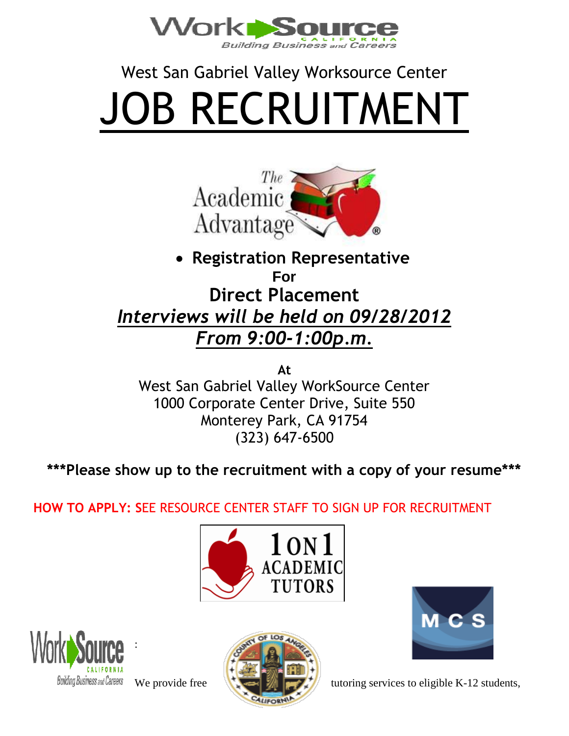West San Gabriel Valley Worksource Center

# JOB RECRUITMENT

- **Registration Representative**

**For**

## Direct Placement

***Interviews will be held on 09/28/2012***

***From 9:00-1:00p.m.***

**At**

West San Gabriel Valley WorkSource Center
1000 Corporate Center Drive, Suite 550
Monterey Park, CA 91754
(323) 647-6500

**\*\*\*Please show up to the recruitment with a copy of your resume\*\*\***

**HOW TO APPLY: S**EE RESOURCE CENTER STAFF TO SIGN UP FOR RECRUITMENT

:

We provide free tutoring services to eligible K-12 students,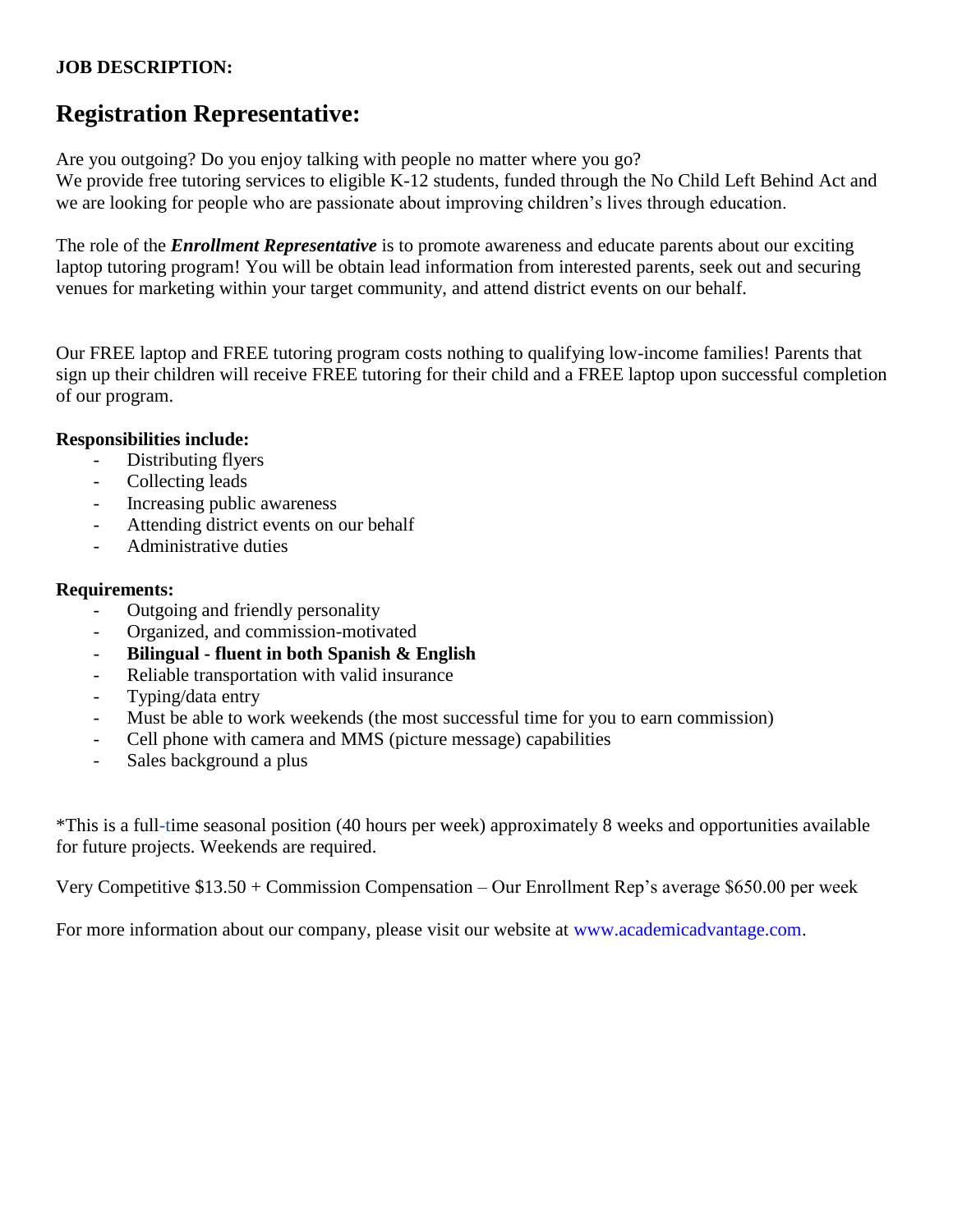**JOB DESCRIPTION:**

## Registration Representative:

Are you outgoing? Do you enjoy talking with people no matter where you go?
We provide free tutoring services to eligible K-12 students, funded through the No Child Left Behind Act and we are looking for people who are passionate about improving children's lives through education.

The role of the ***Enrollment Representative*** is to promote awareness and educate parents about our exciting laptop tutoring program! You will be obtain lead information from interested parents, seek out and securing venues for marketing within your target community, and attend district events on our behalf.

Our FREE laptop and FREE tutoring program costs nothing to qualifying low-income families! Parents that sign up their children will receive FREE tutoring for their child and a FREE laptop upon successful completion of our program.

**Responsibilities include:**

- Distributing flyers
- Collecting leads
- Increasing public awareness
- Attending district events on our behalf
- Administrative duties

**Requirements:**

- Outgoing and friendly personality
- Organized, and commission-motivated
- **Bilingual - fluent in both Spanish & English**
- Reliable transportation with valid insurance
- Typing/data entry
- Must be able to work weekends (the most successful time for you to earn commission)
- Cell phone with camera and MMS (picture message) capabilities
- Sales background a plus

*This is a full-time seasonal position (40 hours per week) approximately 8 weeks and opportunities available for future projects. Weekends are required.

Very Competitive $13.50 + Commission Compensation – Our Enrollment Rep's average $650.00 per week

For more information about our company, please visit our website at www.academicadvantage.com.